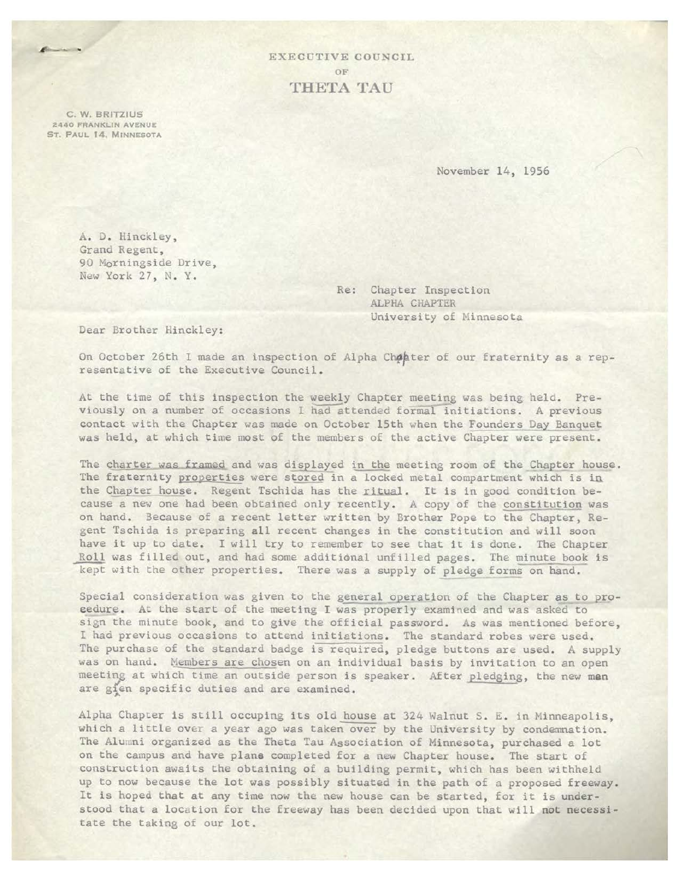EXECUTIVE COUNCIL

OF

# THETA TAU

C. W. BRITZIUS
2440 FRANKLIN AVENUE
ST. PAUL 14, MINNESOTA

November 14, 1956

A. D. Hinckley,
Grand Regent,
90 Morningside Drive,
New York 27, N. Y.

Re: Chapter Inspection
ALPHA CHAPTER
University of Minnesota

Dear Brother Hinckley:

On October 26th I made an inspection of Alpha Chapter of our fraternity as a representative of the Executive Council.

At the time of this inspection the weekly Chapter meeting was being held. Previously on a number of occasions I had attended formal initiations. A previous contact with the Chapter was made on October 15th when the Founders Day Banquet was held, at which time most of the members of the active Chapter were present.

The charter was framed and was displayed in the meeting room of the Chapter house. The fraternity properties were stored in a locked metal compartment which is in the Chapter house. Regent Tschida has the ritual. It is in good condition because a new one had been obtained only recently. A copy of the constitution was on hand. Because of a recent letter written by Brother Pope to the Chapter, Regent Tschida is preparing all recent changes in the constitution and will soon have it up to date. I will try to remember to see that it is done. The Chapter Roll was filled out, and had some additional unfilled pages. The minute book is kept with the other properties. There was a supply of pledge forms on hand.

Special consideration was given to the general operation of the Chapter as to procedure. At the start of the meeting I was properly examined and was asked to sign the minute book, and to give the official password. As was mentioned before, I had previous occasions to attend initiations. The standard robes were used. The purchase of the standard badge is required, pledge buttons are used. A supply was on hand. Members are chosen on an individual basis by invitation to an open meeting at which time an outside person is speaker. After pledging, the new men are given specific duties and are examined.

Alpha Chapter is still occuping its old house at 324 Walnut S. E. in Minneapolis, which a little over a year ago was taken over by the University by condemnation. The Alumni organized as the Theta Tau Association of Minnesota, purchased a lot on the campus and have plans completed for a new Chapter house. The start of construction awaits the obtaining of a building permit, which has been withheld up to now because the lot was possibly situated in the path of a proposed freeway. It is hoped that at any time now the new house can be started, for it is understood that a location for the freeway has been decided upon that will not necessitate the taking of our lot.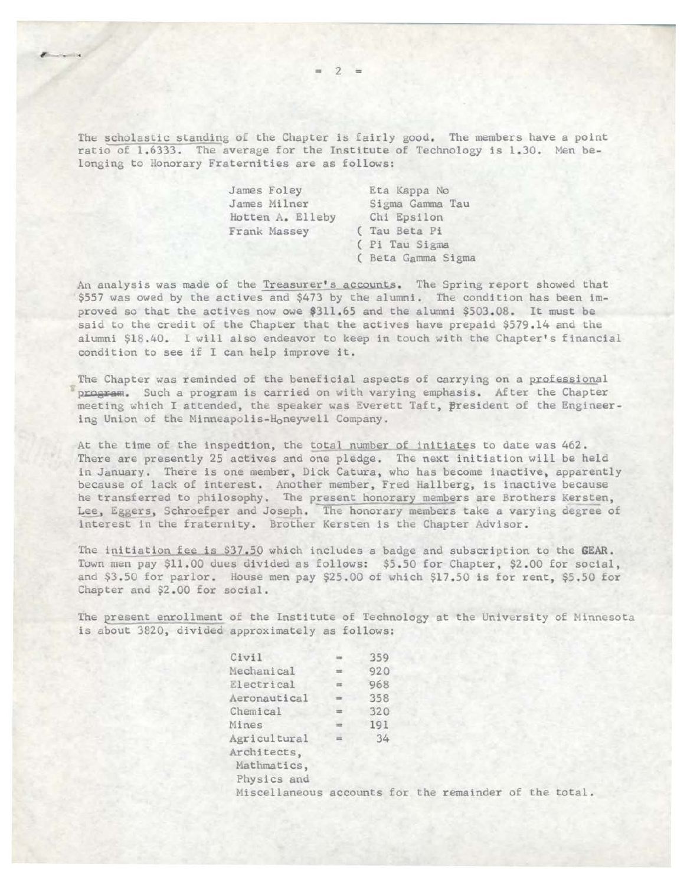The scholastic standing of the Chapter is fairly good. The members have a point ratio of 1.6333. The average for the Institute of Technology is 1.30. Men belonging to Honorary Fraternities are as follows:

| | |
|---|---|
| James Foley | Eta Kappa No |
| James Milner | Sigma Gamma Tau |
| Hotten A. Elleby | Chi Epsilon |
| Frank Massey | ( Tau Beta Pi |
| | ( Pi Tau Sigma |
| | ( Beta Gamma Sigma |

An analysis was made of the Treasurer's accounts. The Spring report showed that $557 was owed by the actives and $473 by the alumni. The condition has been improved so that the actives now owe $311.65 and the alumni $503.08. It must be said to the credit of the Chapter that the actives have prepaid $579.14 and the alumni $18.40. I will also endeavor to keep in touch with the Chapter's financial condition to see if I can help improve it.

The Chapter was reminded of the beneficial aspects of carrying on a professional program. Such a program is carried on with varying emphasis. After the Chapter meeting which I attended, the speaker was Everett Taft, President of the Engineering Union of the Minneapolis-Honeywell Company.

At the time of the inspedtion, the total number of initiates to date was 462. There are presently 25 actives and one pledge. The next initiation will be held in January. There is one member, Dick Catura, who has become inactive, apparently because of lack of interest. Another member, Fred Hallberg, is inactive because he transferred to philosophy. The present honorary members are Brothers Kersten, Lee, Eggers, Schroefper and Joseph. The honorary members take a varying degree of interest in the fraternity. Brother Kersten is the Chapter Advisor.

The initiation fee is $37.50 which includes a badge and subscription to the GEAR. Town men pay $11.00 dues divided as follows: $5.50 for Chapter, $2.00 for social, and $3.50 for parlor. House men pay $25.00 of which $17.50 is for rent, $5.50 for Chapter and $2.00 for social.

The present enrollment of the Institute of Technology at the University of Minnesota is about 3820, divided approximately as follows:

| | | |
|---|---|---|
| Civil | = | 359 |
| Mechanical | = | 920 |
| Electrical | = | 968 |
| Aeronautical | = | 358 |
| Chemical | = | 320 |
| Mines | = | 191 |
| Agricultural | = | 34 |

Architects, Mathmatics, Physics and Miscellaneous accounts for the remainder of the total.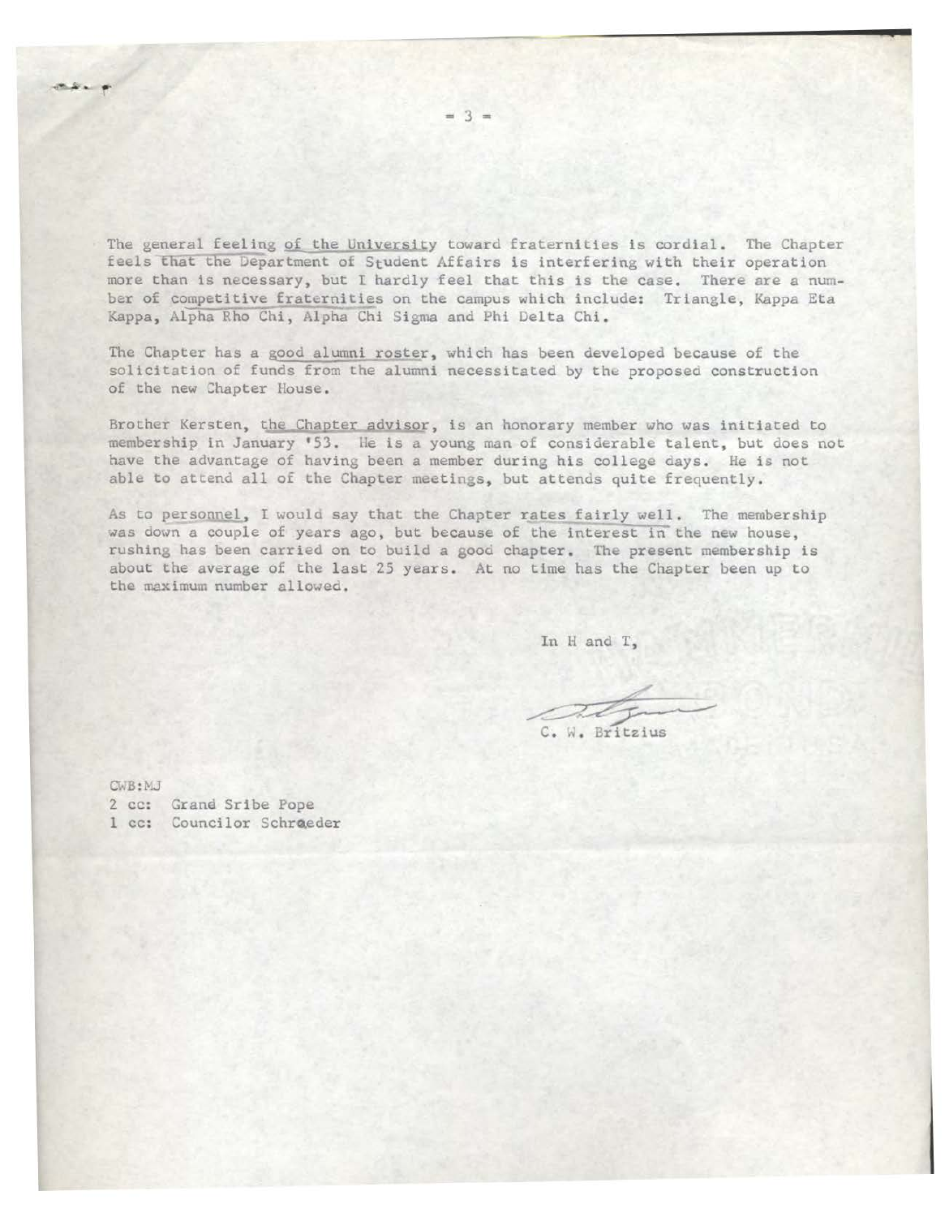The general feeling of the University toward fraternities is cordial. The Chapter feels that the Department of Student Affairs is interfering with their operation more than is necessary, but I hardly feel that this is the case. There are a number of competitive fraternities on the campus which include: Triangle, Kappa Eta Kappa, Alpha Rho Chi, Alpha Chi Sigma and Phi Delta Chi.

The Chapter has a good alumni roster, which has been developed because of the solicitation of funds from the alumni necessitated by the proposed construction of the new Chapter House.

Brother Kersten, the Chapter advisor, is an honorary member who was initiated to membership in January '53. He is a young man of considerable talent, but does not have the advantage of having been a member during his college days. He is not able to attend all of the Chapter meetings, but attends quite frequently.

As to personnel, I would say that the Chapter rates fairly well. The membership was down a couple of years ago, but because of the interest in the new house, rushing has been carried on to build a good chapter. The present membership is about the average of the last 25 years. At no time has the Chapter been up to the maximum number allowed.

In H and T,

C. W. Britzius

CWB:MJ
2 cc: Grand Sribe Pope
1 cc: Councilor Schroeder